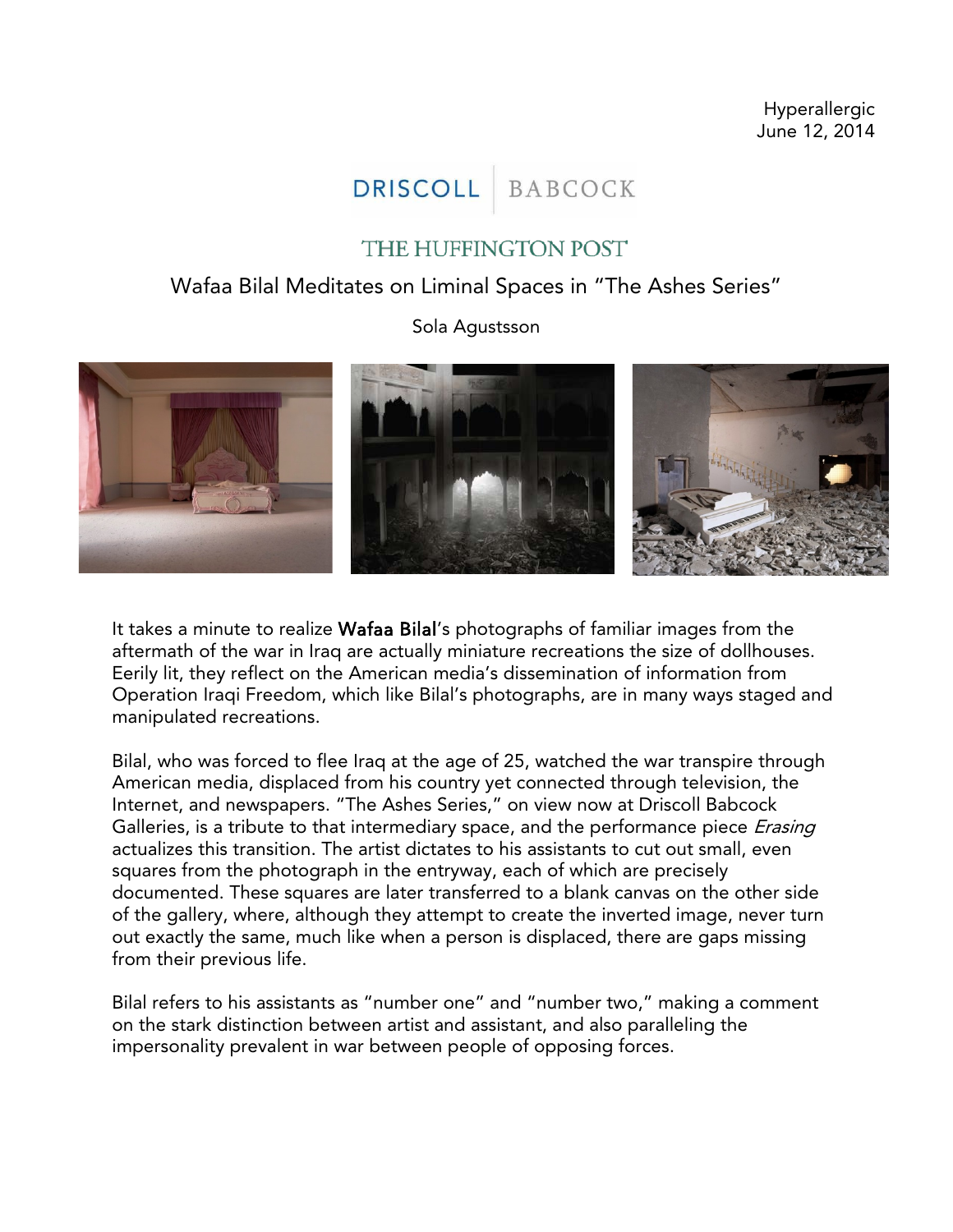Hyperallergic
June 12, 2014

DRISCOLL | BABCOCK

THE HUFFINGTON POST

# Wafaa Bilal Meditates on Liminal Spaces in "The Ashes Series"

Sola Agustsson

It takes a minute to realize **Wafaa Bilal**'s photographs of familiar images from the aftermath of the war in Iraq are actually miniature recreations the size of dollhouses. Eerily lit, they reflect on the American media's dissemination of information from Operation Iraqi Freedom, which like Bilal's photographs, are in many ways staged and manipulated recreations.

Bilal, who was forced to flee Iraq at the age of 25, watched the war transpire through American media, displaced from his country yet connected through television, the Internet, and newspapers. "The Ashes Series," on view now at Driscoll Babcock Galleries, is a tribute to that intermediary space, and the performance piece *Erasing* actualizes this transition. The artist dictates to his assistants to cut out small, even squares from the photograph in the entryway, each of which are precisely documented. These squares are later transferred to a blank canvas on the other side of the gallery, where, although they attempt to create the inverted image, never turn out exactly the same, much like when a person is displaced, there are gaps missing from their previous life.

Bilal refers to his assistants as "number one" and "number two," making a comment on the stark distinction between artist and assistant, and also paralleling the impersonality prevalent in war between people of opposing forces.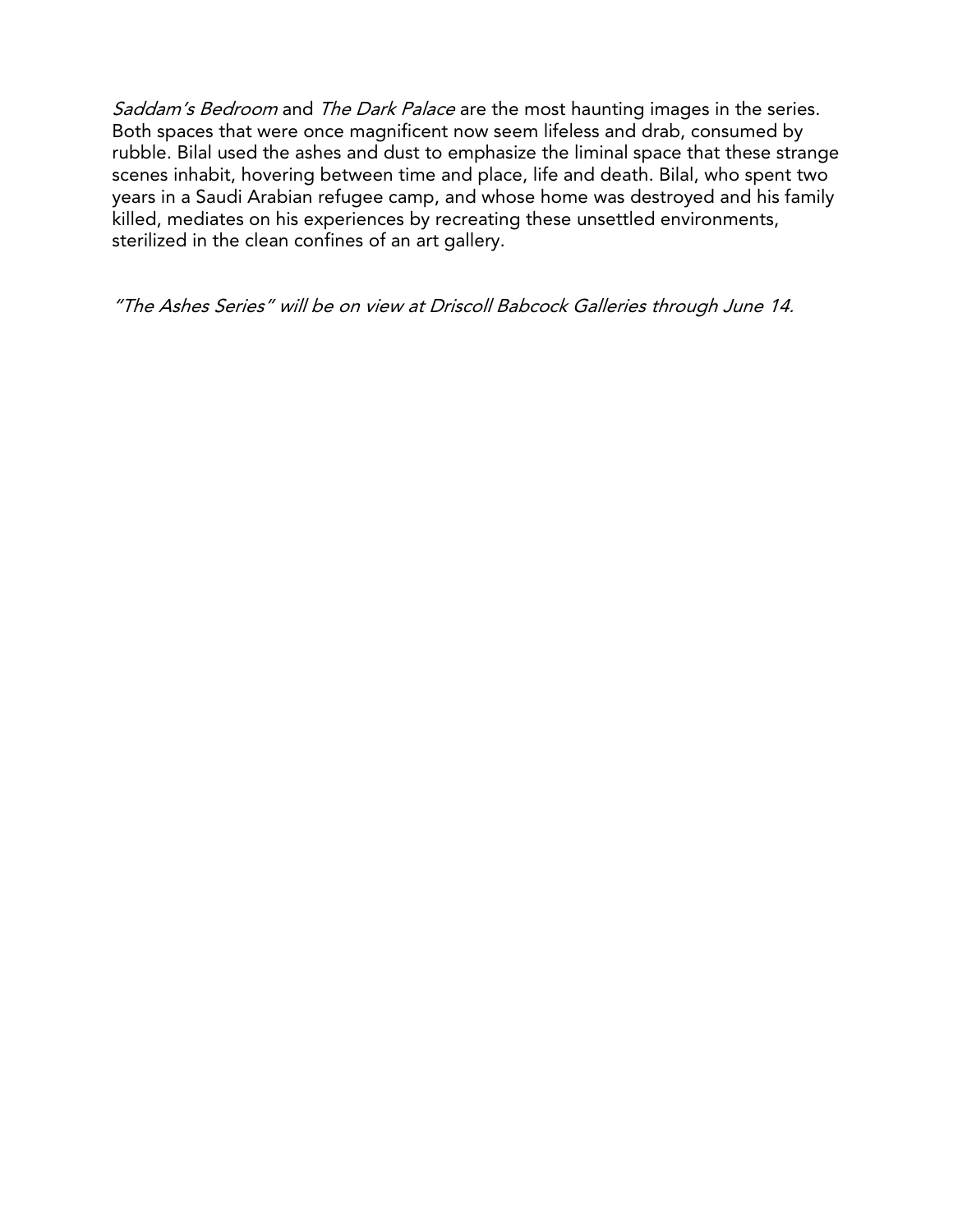*Saddam's Bedroom* and *The Dark Palace* are the most haunting images in the series. Both spaces that were once magnificent now seem lifeless and drab, consumed by rubble. Bilal used the ashes and dust to emphasize the liminal space that these strange scenes inhabit, hovering between time and place, life and death. Bilal, who spent two years in a Saudi Arabian refugee camp, and whose home was destroyed and his family killed, mediates on his experiences by recreating these unsettled environments, sterilized in the clean confines of an art gallery.

*"The Ashes Series" will be on view at Driscoll Babcock Galleries through June 14.*